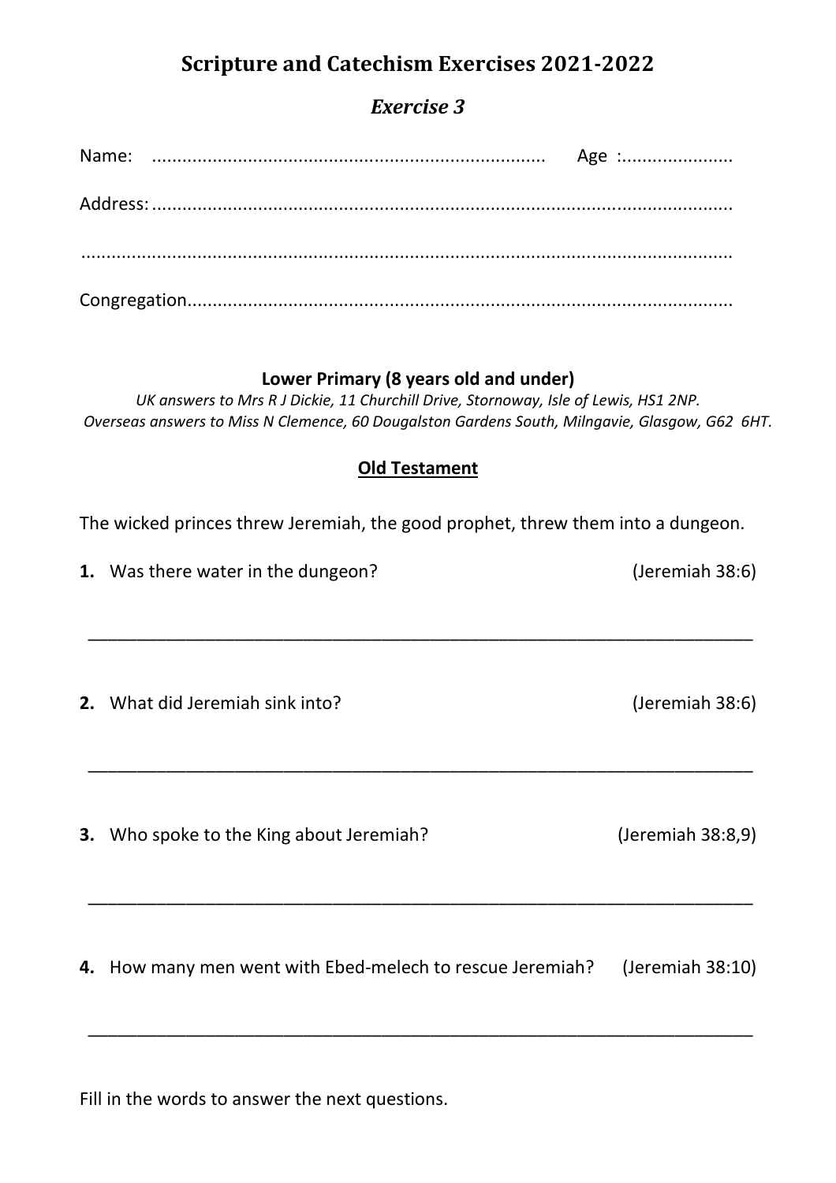# Scripture and Catechism Exercises 2021-2022

## *Exercise 3*

Name: ............................................................................ Age :.....................

Address: .................................................................................................................

.................................................................................................................................

Congregation..........................................................................................................

### Lower Primary (8 years old and under)

*UK answers to Mrs R J Dickie, 11 Churchill Drive, Stornoway, Isle of Lewis, HS1 2NP.*
*Overseas answers to Miss N Clemence, 60 Dougalston Gardens South, Milngavie, Glasgow, G62 6HT.*

### Old Testament

The wicked princes threw Jeremiah, the good prophet, threw them into a dungeon.

**1.** Was there water in the dungeon? (Jeremiah 38:6)

_____________________________________________________________________

**2.** What did Jeremiah sink into? (Jeremiah 38:6)

_____________________________________________________________________

**3.** Who spoke to the King about Jeremiah? (Jeremiah 38:8,9)

_____________________________________________________________________

**4.** How many men went with Ebed-melech to rescue Jeremiah? (Jeremiah 38:10)

_____________________________________________________________________

Fill in the words to answer the next questions.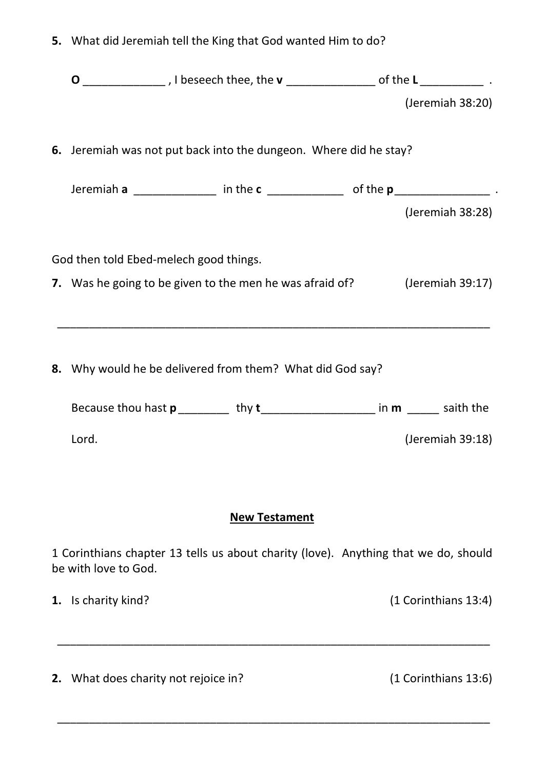**5.** What did Jeremiah tell the King that God wanted Him to do?

**O** _____________ , I beseech thee, the **v** ______________ of the **L** __________ .

(Jeremiah 38:20)

**6.** Jeremiah was not put back into the dungeon. Where did he stay?

Jeremiah **a** _____________ in the **c** ____________ of the **p** _______________ .

(Jeremiah 38:28)

God then told Ebed-melech good things.

**7.** Was he going to be given to the men he was afraid of? (Jeremiah 39:17)

_____________________________________________________________________

**8.** Why would he be delivered from them? What did God say?

Because thou hast **p** ________ thy **t** __________________ in **m** _____ saith the Lord.

(Jeremiah 39:18)

## New Testament

1 Corinthians chapter 13 tells us about charity (love). Anything that we do, should be with love to God.

**1.** Is charity kind? (1 Corinthians 13:4)

_____________________________________________________________________

**2.** What does charity not rejoice in? (1 Corinthians 13:6)

_____________________________________________________________________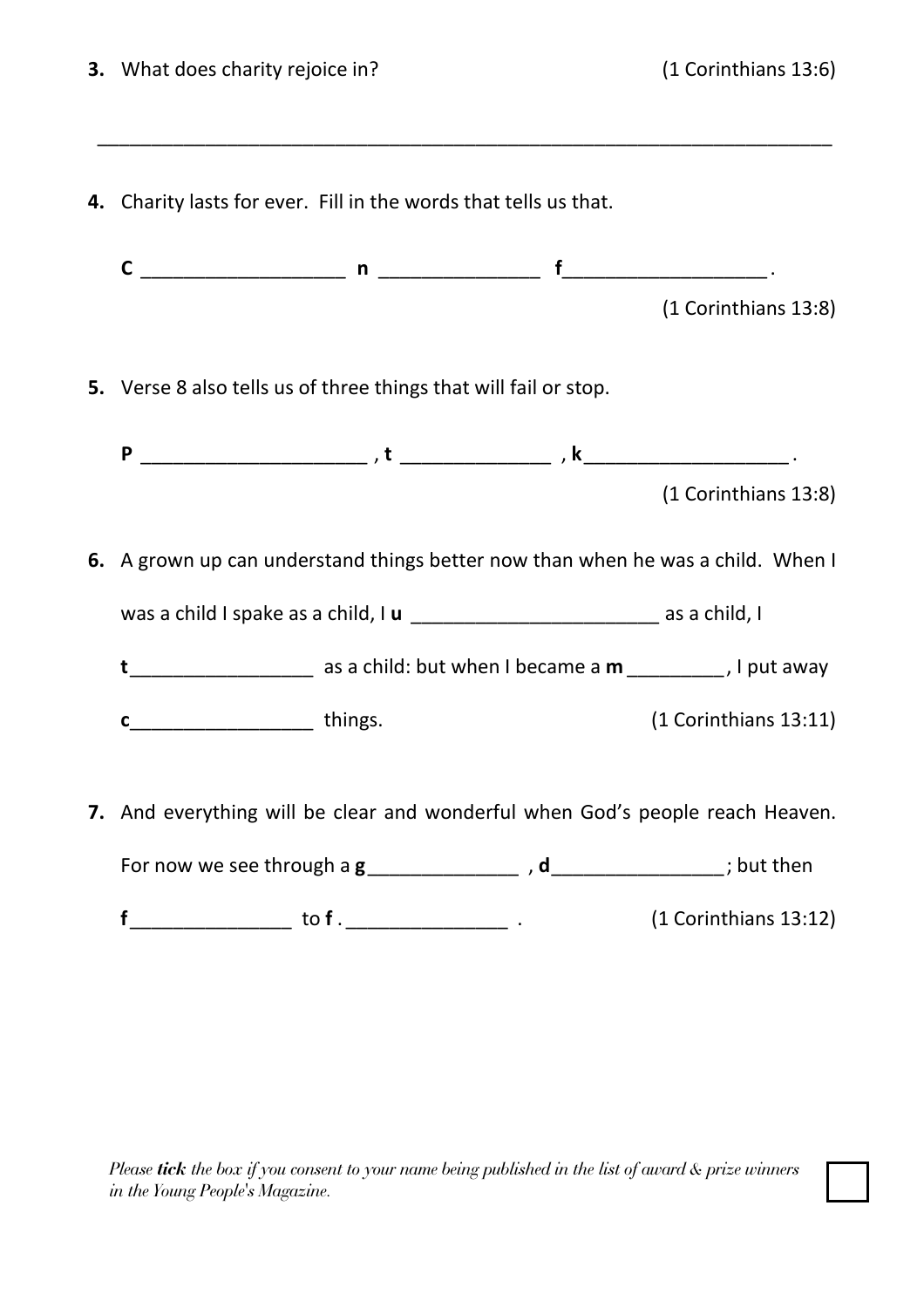**3.** What does charity rejoice in? (1 Corinthians 13:6)

_______________________________________________________________________

**4.** Charity lasts for ever. Fill in the words that tells us that.

**C** ___________________ **n** ______________ **f**__________________ .

(1 Corinthians 13:8)

**5.** Verse 8 also tells us of three things that will fail or stop.

**P** _____________________ , **t** ______________ , **k**___________________ .

(1 Corinthians 13:8)

**6.** A grown up can understand things better now than when he was a child. When I was a child I spake as a child, I **u** _______________________ as a child, I **t**_________________ as a child: but when I became a **m** _________, I put away **c**_________________ things. (1 Corinthians 13:11)

**7.** And everything will be clear and wonderful when God's people reach Heaven. For now we see through a **g**______________ , **d**________________; but then **f**_______________ to **f** . _______________ . (1 Corinthians 13:12)

*Please **tick** the box if you consent to your name being published in the list of award & prize winners in the Young People's Magazine.* ☐